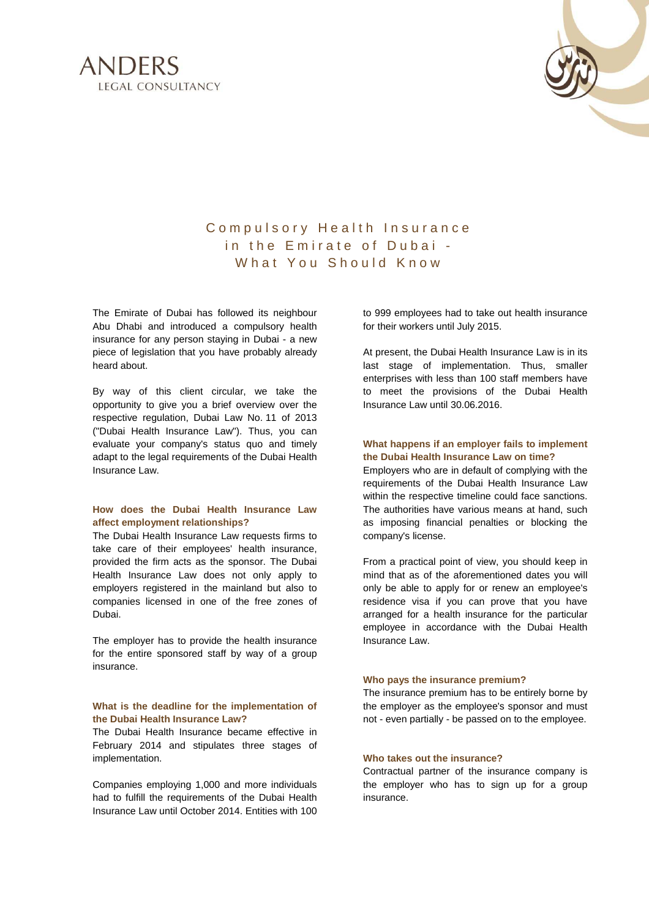ANDERS
LEGAL CONSULTANCY

# Compulsory Health Insurance in the Emirate of Dubai - What You Should Know

The Emirate of Dubai has followed its neighbour Abu Dhabi and introduced a compulsory health insurance for any person staying in Dubai - a new piece of legislation that you have probably already heard about.

By way of this client circular, we take the opportunity to give you a brief overview over the respective regulation, Dubai Law No. 11 of 2013 ("Dubai Health Insurance Law"). Thus, you can evaluate your company's status quo and timely adapt to the legal requirements of the Dubai Health Insurance Law.

### How does the Dubai Health Insurance Law affect employment relationships?

The Dubai Health Insurance Law requests firms to take care of their employees' health insurance, provided the firm acts as the sponsor. The Dubai Health Insurance Law does not only apply to employers registered in the mainland but also to companies licensed in one of the free zones of Dubai.

The employer has to provide the health insurance for the entire sponsored staff by way of a group insurance.

### What is the deadline for the implementation of the Dubai Health Insurance Law?

The Dubai Health Insurance became effective in February 2014 and stipulates three stages of implementation.

Companies employing 1,000 and more individuals had to fulfill the requirements of the Dubai Health Insurance Law until October 2014. Entities with 100 to 999 employees had to take out health insurance for their workers until July 2015.

At present, the Dubai Health Insurance Law is in its last stage of implementation. Thus, smaller enterprises with less than 100 staff members have to meet the provisions of the Dubai Health Insurance Law until 30.06.2016.

### What happens if an employer fails to implement the Dubai Health Insurance Law on time?

Employers who are in default of complying with the requirements of the Dubai Health Insurance Law within the respective timeline could face sanctions. The authorities have various means at hand, such as imposing financial penalties or blocking the company's license.

From a practical point of view, you should keep in mind that as of the aforementioned dates you will only be able to apply for or renew an employee's residence visa if you can prove that you have arranged for a health insurance for the particular employee in accordance with the Dubai Health Insurance Law.

### Who pays the insurance premium?

The insurance premium has to be entirely borne by the employer as the employee's sponsor and must not - even partially - be passed on to the employee.

### Who takes out the insurance?

Contractual partner of the insurance company is the employer who has to sign up for a group insurance.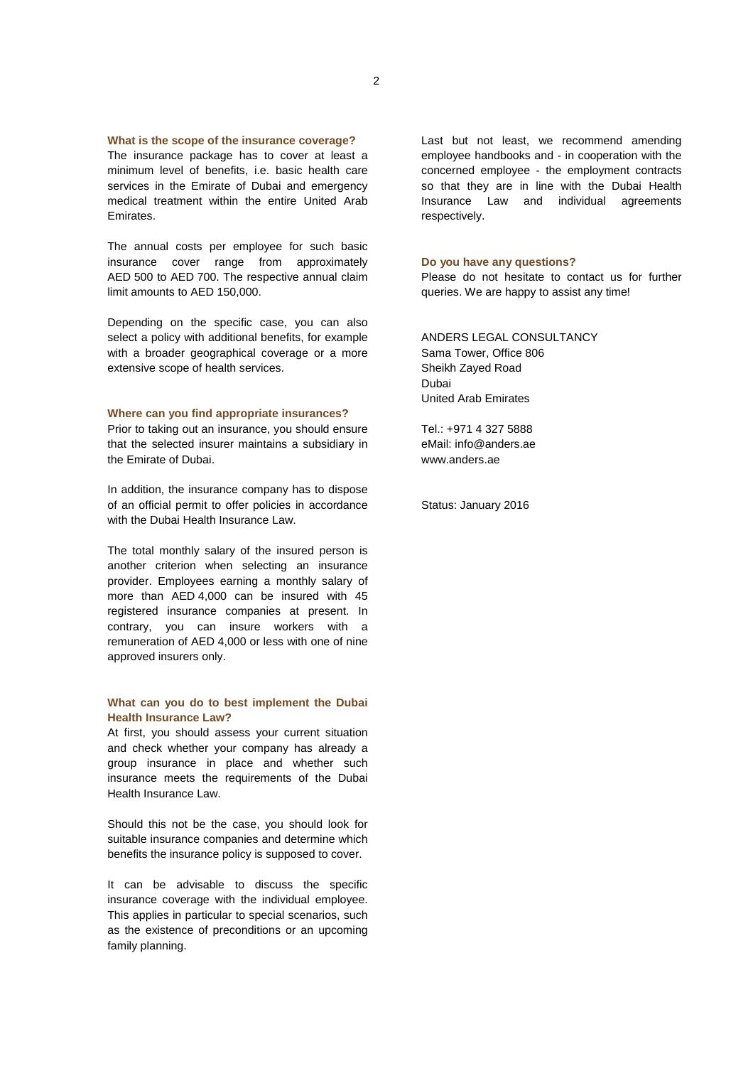### What is the scope of the insurance coverage?

The insurance package has to cover at least a minimum level of benefits, i.e. basic health care services in the Emirate of Dubai and emergency medical treatment within the entire United Arab Emirates.

The annual costs per employee for such basic insurance cover range from approximately AED 500 to AED 700. The respective annual claim limit amounts to AED 150,000.

Depending on the specific case, you can also select a policy with additional benefits, for example with a broader geographical coverage or a more extensive scope of health services.

### Where can you find appropriate insurances?

Prior to taking out an insurance, you should ensure that the selected insurer maintains a subsidiary in the Emirate of Dubai.

In addition, the insurance company has to dispose of an official permit to offer policies in accordance with the Dubai Health Insurance Law.

The total monthly salary of the insured person is another criterion when selecting an insurance provider. Employees earning a monthly salary of more than AED 4,000 can be insured with 45 registered insurance companies at present. In contrary, you can insure workers with a remuneration of AED 4,000 or less with one of nine approved insurers only.

### What can you do to best implement the Dubai Health Insurance Law?

At first, you should assess your current situation and check whether your company has already a group insurance in place and whether such insurance meets the requirements of the Dubai Health Insurance Law.

Should this not be the case, you should look for suitable insurance companies and determine which benefits the insurance policy is supposed to cover.

It can be advisable to discuss the specific insurance coverage with the individual employee. This applies in particular to special scenarios, such as the existence of preconditions or an upcoming family planning.

Last but not least, we recommend amending employee handbooks and - in cooperation with the concerned employee - the employment contracts so that they are in line with the Dubai Health Insurance Law and individual agreements respectively.

### Do you have any questions?

Please do not hesitate to contact us for further queries. We are happy to assist any time!

ANDERS LEGAL CONSULTANCY
Sama Tower, Office 806
Sheikh Zayed Road
Dubai
United Arab Emirates

Tel.: +971 4 327 5888
eMail: info@anders.ae
www.anders.ae

Status: January 2016